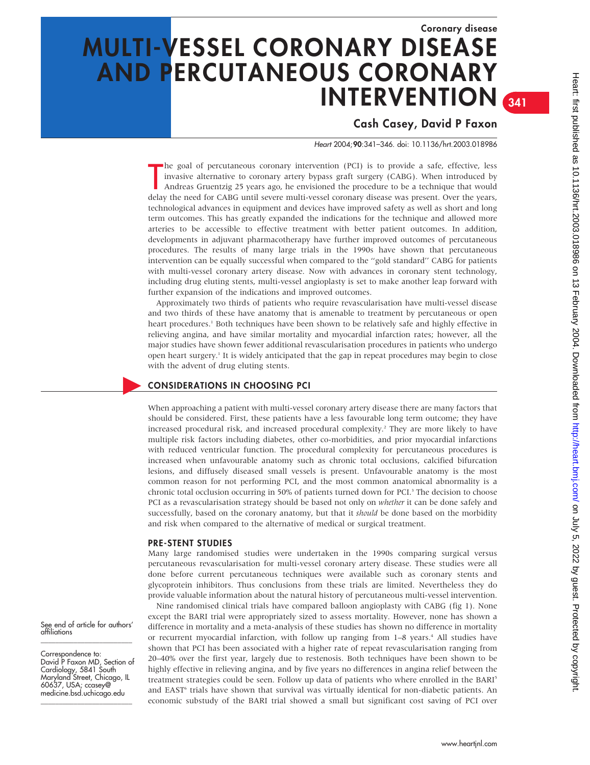Coronary disease

# MULTI-VESSEL CORONARY DISEASE AND PERCUTANEOUS CORONARY INTERVENTION

## Cash Casey, David P Faxon

*Heart* 2004;**90**:341–346. doi: 10.1136/hrt.2003.018986

The goal of percutaneous coronary intervention (PCI) is to provide a safe, effective, less invasive alternative to coronary artery bypass graft surgery (CABG). When introduced by Andreas Gruentzig 25 years ago, he envisioned the procedure to be a technique that would delay the need for CABG until severe multi-vessel coronary disease was present. Over the years, technological advances in equipment and devices have improved safety as well as short and long term outcomes. This has greatly expanded the indications for the technique and allowed more arteries to be accessible to effective treatment with better patient outcomes. In addition, developments in adjuvant pharmacotherapy have further improved outcomes of percutaneous procedures. The results of many large trials in the 1990s have shown that percutaneous intervention can be equally successful when compared to the "gold standard" CABG for patients with multi-vessel coronary artery disease. Now with advances in coronary stent technology, including drug eluting stents, multi-vessel angioplasty is set to make another leap forward with further expansion of the indications and improved outcomes.

Approximately two thirds of patients who require revascularisation have multi-vessel disease and two thirds of these have anatomy that is amenable to treatment by percutaneous or open heart procedures.[1] Both techniques have been shown to be relatively safe and highly effective in relieving angina, and have similar mortality and myocardial infarction rates; however, all the major studies have shown fewer additional revascularisation procedures in patients who undergo open heart surgery.[1] It is widely anticipated that the gap in repeat procedures may begin to close with the advent of drug eluting stents.

## CONSIDERATIONS IN CHOOSING PCI

When approaching a patient with multi-vessel coronary artery disease there are many factors that should be considered. First, these patients have a less favourable long term outcome; they have increased procedural risk, and increased procedural complexity.[2] They are more likely to have multiple risk factors including diabetes, other co-morbidities, and prior myocardial infarctions with reduced ventricular function. The procedural complexity for percutaneous procedures is increased when unfavourable anatomy such as chronic total occlusions, calcified bifurcation lesions, and diffusely diseased small vessels is present. Unfavourable anatomy is the most common reason for not performing PCI, and the most common anatomical abnormality is a chronic total occlusion occurring in 50% of patients turned down for PCI.[3] The decision to choose PCI as a revascularisation strategy should be based not only on *whether* it can be done safely and successfully, based on the coronary anatomy, but that it *should* be done based on the morbidity and risk when compared to the alternative of medical or surgical treatment.

### PRE-STENT STUDIES

Many large randomised studies were undertaken in the 1990s comparing surgical versus percutaneous revascularisation for multi-vessel coronary artery disease. These studies were all done before current percutaneous techniques were available such as coronary stents and glycoprotein inhibitors. Thus conclusions from these trials are limited. Nevertheless they do provide valuable information about the natural history of percutaneous multi-vessel intervention.

Nine randomised clinical trials have compared balloon angioplasty with CABG (fig 1). None except the BARI trial were appropriately sized to assess mortality. However, none has shown a difference in mortality and a meta-analysis of these studies has shown no difference in mortality or recurrent myocardial infarction, with follow up ranging from 1–8 years.[4] All studies have shown that PCI has been associated with a higher rate of repeat revascularisation ranging from 20–40% over the first year, largely due to restenosis. Both techniques have been shown to be highly effective in relieving angina, and by five years no differences in angina relief between the treatment strategies could be seen. Follow up data of patients who where enrolled in the BARI[5] and EAST[6] trials have shown that survival was virtually identical for non-diabetic patients. An economic substudy of the BARI trial showed a small but significant cost saving of PCI over

See end of article for authors' affiliations

Correspondence to: David P Faxon MD, Section of Cardiology, 5841 South Maryland Street, Chicago, IL 60637, USA; ccasey@medicine.bsd.uchicago.edu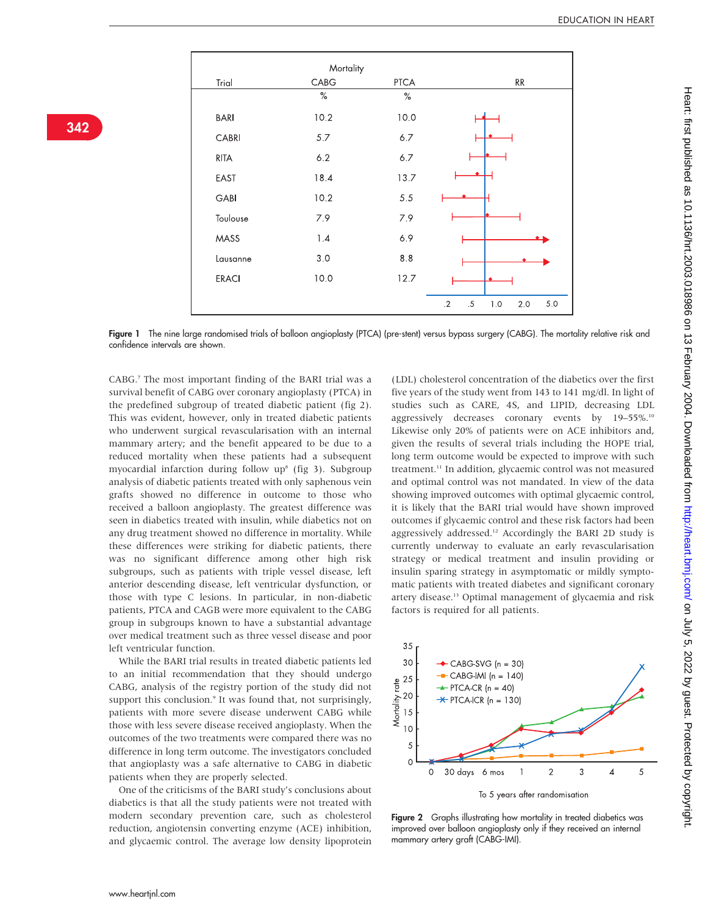| Trial | Mortality CABG % | Mortality PTCA % |
|---|---|---|
| BARI | 10.2 | 10.0 |
| CABRI | 5.7 | 6.7 |
| RITA | 6.2 | 6.7 |
| EAST | 18.4 | 13.7 |
| GABI | 10.2 | 5.5 |
| Toulouse | 7.9 | 7.9 |
| MASS | 1.4 | 6.9 |
| Lausanne | 3.0 | 8.8 |
| ERACI | 10.0 | 12.7 |

**Figure 1** The nine large randomised trials of balloon angioplasty (PTCA) (pre-stent) versus bypass surgery (CABG). The mortality relative risk and confidence intervals are shown.

CABG.[7] The most important finding of the BARI trial was a survival benefit of CABG over coronary angioplasty (PTCA) in the predefined subgroup of treated diabetic patient (fig 2). This was evident, however, only in treated diabetic patients who underwent surgical revascularisation with an internal mammary artery; and the benefit appeared to be due to a reduced mortality when these patients had a subsequent myocardial infarction during follow up[8] (fig 3). Subgroup analysis of diabetic patients treated with only saphenous vein grafts showed no difference in outcome to those who received a balloon angioplasty. The greatest difference was seen in diabetics treated with insulin, while diabetics not on any drug treatment showed no difference in mortality. While these differences were striking for diabetic patients, there was no significant difference among other high risk subgroups, such as patients with triple vessel disease, left anterior descending disease, left ventricular dysfunction, or those with type C lesions. In particular, in non-diabetic patients, PTCA and CAGB were more equivalent to the CABG group in subgroups known to have a substantial advantage over medical treatment such as three vessel disease and poor left ventricular function.

While the BARI trial results in treated diabetic patients led to an initial recommendation that they should undergo CABG, analysis of the registry portion of the study did not support this conclusion.[9] It was found that, not surprisingly, patients with more severe disease underwent CABG while those with less severe disease received angioplasty. When the outcomes of the two treatments were compared there was no difference in long term outcome. The investigators concluded that angioplasty was a safe alternative to CABG in diabetic patients when they are properly selected.

One of the criticisms of the BARI study's conclusions about diabetics is that all the study patients were not treated with modern secondary prevention care, such as cholesterol reduction, angiotensin converting enzyme (ACE) inhibition, and glycaemic control. The average low density lipoprotein (LDL) cholesterol concentration of the diabetics over the first five years of the study went from 143 to 141 mg/dl. In light of studies such as CARE, 4S, and LIPID, decreasing LDL aggressively decreases coronary events by 19–55%.[10] Likewise only 20% of patients were on ACE inhibitors and, given the results of several trials including the HOPE trial, long term outcome would be expected to improve with such treatment.[11] In addition, glycaemic control was not measured and optimal control was not mandated. In view of the data showing improved outcomes with optimal glycaemic control, it is likely that the BARI trial would have shown improved outcomes if glycaemic control and these risk factors had been aggressively addressed.[12] Accordingly the BARI 2D study is currently underway to evaluate an early revascularisation strategy or medical treatment and insulin providing or insulin sparing strategy in asymptomatic or mildly symptomatic patients with treated diabetes and significant coronary artery disease.[13] Optimal management of glycaemia and risk factors is required for all patients.

**Figure 2** Graphs illustrating how mortality in treated diabetics was improved over balloon angioplasty only if they received an internal mammary artery graft (CABG-IMI).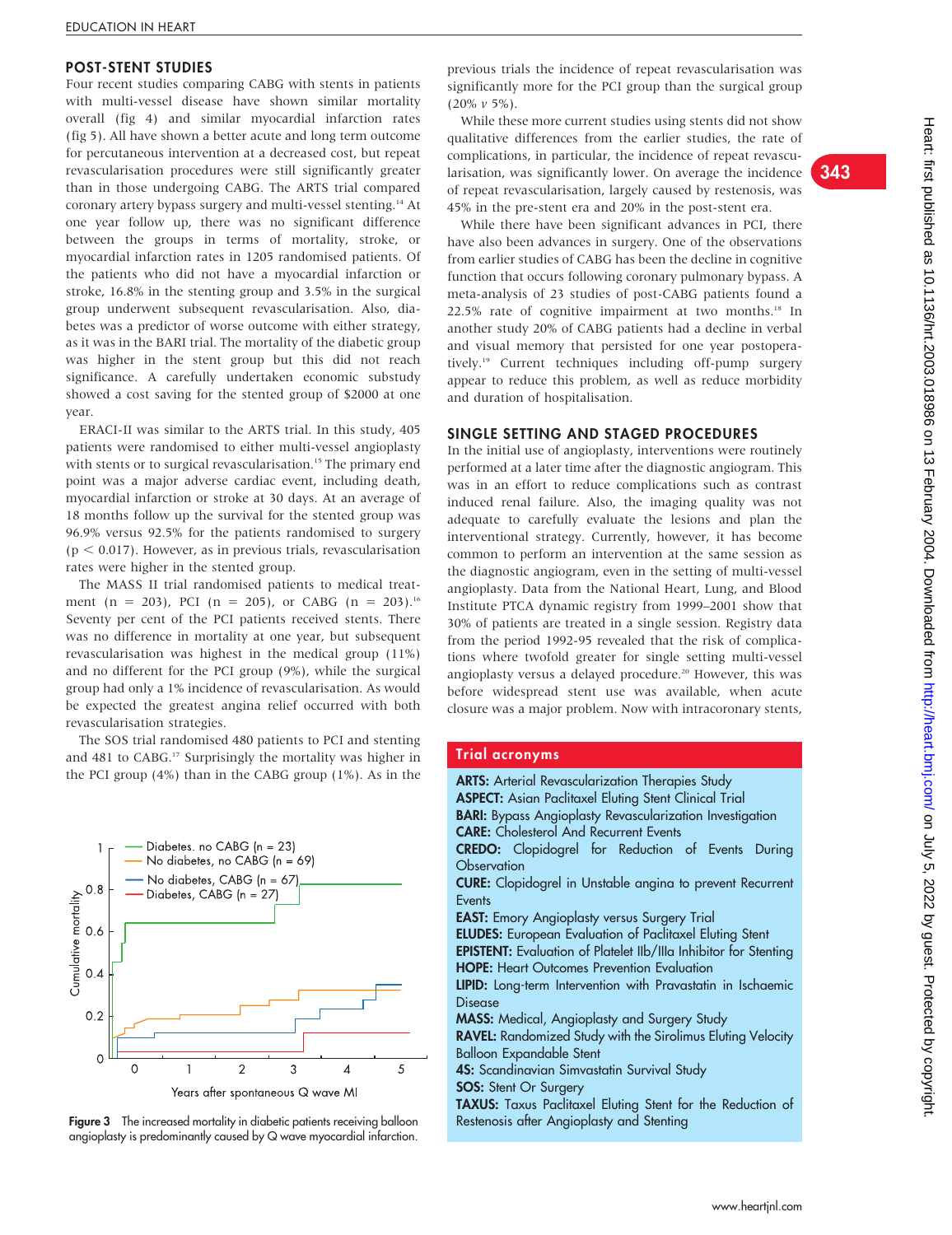## POST-STENT STUDIES

Four recent studies comparing CABG with stents in patients with multi-vessel disease have shown similar mortality overall (fig 4) and similar myocardial infarction rates (fig 5). All have shown a better acute and long term outcome for percutaneous intervention at a decreased cost, but repeat revascularisation procedures were still significantly greater than in those undergoing CABG. The ARTS trial compared coronary artery bypass surgery and multi-vessel stenting.[14] At one year follow up, there was no significant difference between the groups in terms of mortality, stroke, or myocardial infarction rates in 1205 randomised patients. Of the patients who did not have a myocardial infarction or stroke, 16.8% in the stenting group and 3.5% in the surgical group underwent subsequent revascularisation. Also, diabetes was a predictor of worse outcome with either strategy, as it was in the BARI trial. The mortality of the diabetic group was higher in the stent group but this did not reach significance. A carefully undertaken economic substudy showed a cost saving for the stented group of $2000 at one year.

ERACI-II was similar to the ARTS trial. In this study, 405 patients were randomised to either multi-vessel angioplasty with stents or to surgical revascularisation.[15] The primary end point was a major adverse cardiac event, including death, myocardial infarction or stroke at 30 days. At an average of 18 months follow up the survival for the stented group was 96.9% versus 92.5% for the patients randomised to surgery ($p < 0.017$). However, as in previous trials, revascularisation rates were higher in the stented group.

The MASS II trial randomised patients to medical treatment (n = 203), PCI (n = 205), or CABG (n = 203).[16] Seventy per cent of the PCI patients received stents. There was no difference in mortality at one year, but subsequent revascularisation was highest in the medical group (11%) and no different for the PCI group (9%), while the surgical group had only a 1% incidence of revascularisation. As would be expected the greatest angina relief occurred with both revascularisation strategies.

The SOS trial randomised 480 patients to PCI and stenting and 481 to CABG.[17] Surprisingly the mortality was higher in the PCI group (4%) than in the CABG group (1%). As in the previous trials the incidence of repeat revascularisation was significantly more for the PCI group than the surgical group (20% *v* 5%).

While these more current studies using stents did not show qualitative differences from the earlier studies, the rate of complications, in particular, the incidence of repeat revascularisation, was significantly lower. On average the incidence of repeat revascularisation, largely caused by restenosis, was 45% in the pre-stent era and 20% in the post-stent era.

While there have been significant advances in PCI, there have also been advances in surgery. One of the observations from earlier studies of CABG has been the decline in cognitive function that occurs following coronary pulmonary bypass. A meta-analysis of 23 studies of post-CABG patients found a 22.5% rate of cognitive impairment at two months.[18] In another study 20% of CABG patients had a decline in verbal and visual memory that persisted for one year postoperatively.[19] Current techniques including off-pump surgery appear to reduce this problem, as well as reduce morbidity and duration of hospitalisation.

Figure 3 The increased mortality in diabetic patients receiving balloon angioplasty is predominantly caused by Q wave myocardial infarction.

## SINGLE SETTING AND STAGED PROCEDURES

In the initial use of angioplasty, interventions were routinely performed at a later time after the diagnostic angiogram. This was in an effort to reduce complications such as contrast induced renal failure. Also, the imaging quality was not adequate to carefully evaluate the lesions and plan the interventional strategy. Currently, however, it has become common to perform an intervention at the same session as the diagnostic angiogram, even in the setting of multi-vessel angioplasty. Data from the National Heart, Lung, and Blood Institute PTCA dynamic registry from 1999–2001 show that 30% of patients are treated in a single session. Registry data from the period 1992-95 revealed that the risk of complications where twofold greater for single setting multi-vessel angioplasty versus a delayed procedure.[20] However, this was before widespread stent use was available, when acute closure was a major problem. Now with intracoronary stents,

### Trial acronyms

**ARTS:** Arterial Revascularization Therapies Study
**ASPECT:** Asian Paclitaxel Eluting Stent Clinical Trial
**BARI:** Bypass Angioplasty Revascularization Investigation
**CARE:** Cholesterol And Recurrent Events
**CREDO:** Clopidogrel for Reduction of Events During Observation
**CURE:** Clopidogrel in Unstable angina to prevent Recurrent Events
**EAST:** Emory Angioplasty versus Surgery Trial
**ELUDES:** European Evaluation of Paclitaxel Eluting Stent
**EPISTENT:** Evaluation of Platelet IIb/IIIa Inhibitor for Stenting
**HOPE:** Heart Outcomes Prevention Evaluation
**LIPID:** Long-term Intervention with Pravastatin in Ischaemic Disease
**MASS:** Medical, Angioplasty and Surgery Study
**RAVEL:** Randomized Study with the Sirolimus Eluting Velocity Balloon Expandable Stent
**4S:** Scandinavian Simvastatin Survival Study
**SOS:** Stent Or Surgery
**TAXUS:** Taxus Paclitaxel Eluting Stent for the Reduction of Restenosis after Angioplasty and Stenting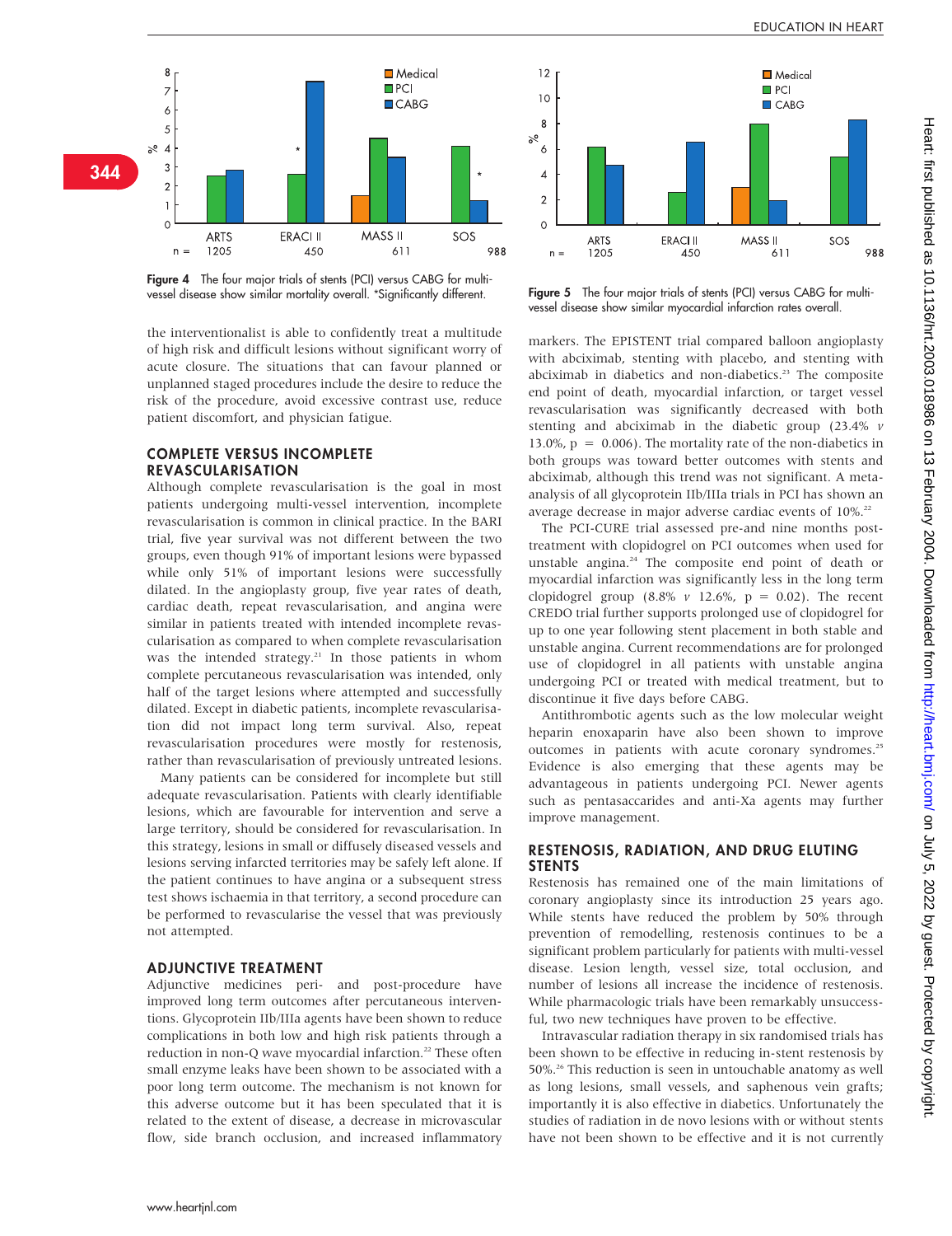Figure 4 The four major trials of stents (PCI) versus CABG for multi-vessel disease show similar mortality overall. *Significantly different.

Figure 5 The four major trials of stents (PCI) versus CABG for multi-vessel disease show similar myocardial infarction rates overall.

the interventionalist is able to confidently treat a multitude of high risk and difficult lesions without significant worry of acute closure. The situations that can favour planned or unplanned staged procedures include the desire to reduce the risk of the procedure, avoid excessive contrast use, reduce patient discomfort, and physician fatigue.

## COMPLETE VERSUS INCOMPLETE REVASCULARISATION

Although complete revascularisation is the goal in most patients undergoing multi-vessel intervention, incomplete revascularisation is common in clinical practice. In the BARI trial, five year survival was not different between the two groups, even though 91% of important lesions were bypassed while only 51% of important lesions were successfully dilated. In the angioplasty group, five year rates of death, cardiac death, repeat revascularisation, and angina were similar in patients treated with intended incomplete revascularisation as compared to when complete revascularisation was the intended strategy.[21] In those patients in whom complete percutaneous revascularisation was intended, only half of the target lesions where attempted and successfully dilated. Except in diabetic patients, incomplete revascularisation did not impact long term survival. Also, repeat revascularisation procedures were mostly for restenosis, rather than revascularisation of previously untreated lesions.

Many patients can be considered for incomplete but still adequate revascularisation. Patients with clearly identifiable lesions, which are favourable for intervention and serve a large territory, should be considered for revascularisation. In this strategy, lesions in small or diffusely diseased vessels and lesions serving infarcted territories may be safely left alone. If the patient continues to have angina or a subsequent stress test shows ischaemia in that territory, a second procedure can be performed to revascularise the vessel that was previously not attempted.

## ADJUNCTIVE TREATMENT

Adjunctive medicines peri- and post-procedure have improved long term outcomes after percutaneous interventions. Glycoprotein IIb/IIIa agents have been shown to reduce complications in both low and high risk patients through a reduction in non-Q wave myocardial infarction.[22] These often small enzyme leaks have been shown to be associated with a poor long term outcome. The mechanism is not known for this adverse outcome but it has been speculated that it is related to the extent of disease, a decrease in microvascular flow, side branch occlusion, and increased inflammatory markers. The EPISTENT trial compared balloon angioplasty with abciximab, stenting with placebo, and stenting with abciximab in diabetics and non-diabetics.[23] The composite end point of death, myocardial infarction, or target vessel revascularisation was significantly decreased with both stenting and abciximab in the diabetic group (23.4% *v* 13.0%, p = 0.006). The mortality rate of the non-diabetics in both groups was toward better outcomes with stents and abciximab, although this trend was not significant. A meta-analysis of all glycoprotein IIb/IIIa trials in PCI has shown an average decrease in major adverse cardiac events of 10%.[22]

The PCI-CURE trial assessed pre-and nine months post-treatment with clopidogrel on PCI outcomes when used for unstable angina.[24] The composite end point of death or myocardial infarction was significantly less in the long term clopidogrel group (8.8% *v* 12.6%, p = 0.02). The recent CREDO trial further supports prolonged use of clopidogrel for up to one year following stent placement in both stable and unstable angina. Current recommendations are for prolonged use of clopidogrel in all patients with unstable angina undergoing PCI or treated with medical treatment, but to discontinue it five days before CABG.

Antithrombotic agents such as the low molecular weight heparin enoxaparin have also been shown to improve outcomes in patients with acute coronary syndromes.[25] Evidence is also emerging that these agents may be advantageous in patients undergoing PCI. Newer agents such as pentasaccarides and anti-Xa agents may further improve management.

## RESTENOSIS, RADIATION, AND DRUG ELUTING STENTS

Restenosis has remained one of the main limitations of coronary angioplasty since its introduction 25 years ago. While stents have reduced the problem by 50% through prevention of remodelling, restenosis continues to be a significant problem particularly for patients with multi-vessel disease. Lesion length, vessel size, total occlusion, and number of lesions all increase the incidence of restenosis. While pharmacologic trials have been remarkably unsuccessful, two new techniques have proven to be effective.

Intravascular radiation therapy in six randomised trials has been shown to be effective in reducing in-stent restenosis by 50%.[26] This reduction is seen in untouchable anatomy as well as long lesions, small vessels, and saphenous vein grafts; importantly it is also effective in diabetics. Unfortunately the studies of radiation in de novo lesions with or without stents have not been shown to be effective and it is not currently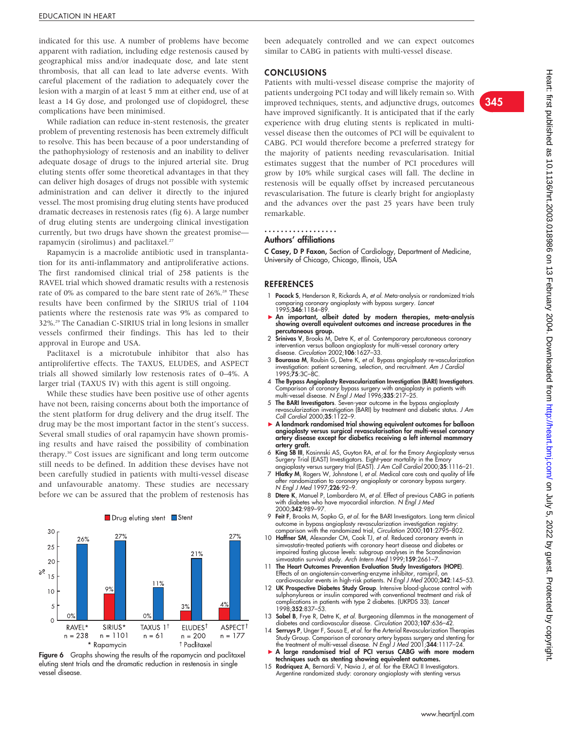indicated for this use. A number of problems have become apparent with radiation, including edge restenosis caused by geographical miss and/or inadequate dose, and late stent thrombosis, that all can lead to late adverse events. With careful placement of the radiation to adequately cover the lesion with a margin of at least 5 mm at either end, use of at least a 14 Gy dose, and prolonged use of clopidogrel, these complications have been minimised.

While radiation can reduce in-stent restenosis, the greater problem of preventing restenosis has been extremely difficult to resolve. This has been because of a poor understanding of the pathophysiology of restenosis and an inability to deliver adequate dosage of drugs to the injured arterial site. Drug eluting stents offer some theoretical advantages in that they can deliver high dosages of drugs not possible with systemic administration and can deliver it directly to the injured vessel. The most promising drug eluting stents have produced dramatic decreases in restenosis rates (fig 6). A large number of drug eluting stents are undergoing clinical investigation currently, but two drugs have shown the greatest promise—rapamycin (sirolimus) and paclitaxel.[27]

Rapamycin is a macrolide antibiotic used in transplantation for its anti-inflammatory and antiproliferative actions. The first randomised clinical trial of 258 patients is the RAVEL trial which showed dramatic results with a restenosis rate of 0% as compared to the bare stent rate of 26%.[28] These results have been confirmed by the SIRIUS trial of 1104 patients where the restenosis rate was 9% as compared to 32%.[29] The Canadian C-SIRIUS trial in long lesions in smaller vessels confirmed their findings. This has led to their approval in Europe and USA.

Paclitaxel is a microtubule inhibitor that also has antiproliferitive effects. The TAXUS, ELUDES, and ASPECT trials all showed similarly low restenosis rates of 0–4%. A larger trial (TAXUS IV) with this agent is still ongoing.

While these studies have been positive use of other agents have not been, raising concerns about both the importance of the stent platform for drug delivery and the drug itself. The drug may be the most important factor in the stent's success. Several small studies of oral rapamycin have shown promising results and have raised the possibility of combination therapy.[30] Cost issues are significant and long term outcome still needs to be defined. In addition these devises have not been carefully studied in patients with multi-vessel disease and unfavourable anatomy. These studies are necessary before we can be assured that the problem of restenosis has been adequately controlled and we can expect outcomes similar to CABG in patients with multi-vessel disease.

| Trial | Drug eluting stent (%) | Stent (%) |
|---|---|---|
| RAVEL* (n = 238) | 0% | 26% |
| SIRIUS* (n = 1101) | 9% | 27% |
| TAXUS 1† (n = 61) | 0% | 11% |
| ELUDES† (n = 200) | 3% | 21% |
| ASPECT† (n = 177) | 4% | 27% |

\* Rapamycin † Paclitaxel

**Figure 6** Graphs showing the results of the rapamycin and paclitaxel eluting stent trials and the dramatic reduction in restenosis in single vessel disease.

## CONCLUSIONS

Patients with multi-vessel disease comprise the majority of patients undergoing PCI today and will likely remain so. With improved techniques, stents, and adjunctive drugs, outcomes have improved significantly. It is anticipated that if the early experience with drug eluting stents is replicated in multi-vessel disease then the outcomes of PCI will be equivalent to CABG. PCI would therefore become a preferred strategy for the majority of patients needing revascularisation. Initial estimates suggest that the number of PCI procedures will grow by 10% while surgical cases will fall. The decline in restenosis will be equally offset by increased percutaneous revascularisation. The future is clearly bright for angioplasty and the advances over the past 25 years have been truly remarkable.

### Authors' affiliations

**C Casey, D P Faxon**, Section of Cardiology, Department of Medicine, University of Chicago, Chicago, Illinois, USA

## REFERENCES

1. **Pocock S**, Henderson R, Rickards A, *et al.* Meta-analysis or randomized trials comparing coronary angioplasty with bypass surgery. *Lancet* 1995;**346**:1184–89.
   - **An important, albeit dated by modern therapies, meta-analysis showing overall equivalent outcomes and increase procedures in the percutaneous group.**
2. **Srinivas V**, Brooks M, Detre K, *et al.* Contemporary percutaneous coronary intervention versus balloon angioplasty for multi-vessel coronary artery disease. *Circulation* 2002;**106**:1627–33.
3. **Bourassa M**, Roubin G, Detre K, *et al.* Bypass angioplasty re-vascularization investigation: patient screening, selection, and recruitment. *Am J Cardiol* 1995;**75**:3C–8C.
4. **The Bypass Angioplasty Revascularization Investigation (BARI) Investigators**. Comparison of coronary bypass surgery with angioplasty in patients with multi-vessel disease. *N Engl J Med* 1996;**335**:217–25.
5. **The BARI Investigators**. Seven-year outcome in the bypass angioplasty revascularization investigation (BARI) by treatment and diabetic status. *J Am Coll Cardiol* 2000;**35**:1122–9.
   - **A landmark randomised trial showing equivalent outcomes for balloon angioplasty versus surgical revascularisation for multi-vessel coronary artery disease except for diabetics receiving a left internal mammary artery graft.**
6. **King SB III**, Kosinnski AS, Guyton RA, *et al.* for the Emory Angioplasty versus Surgery Trial (EAST) Investigators. Eight-year mortality in the Emory angioplasty versus surgery trial (EAST). *J Am Coll Cardiol* 2000;**35**:1116–21.
7. **Hlatky M**, Rogers W, Johnstone I, *et al.* Medical care costs and quality of life after randomization to coronary angioplasty or coronary bypass surgery. *N Engl J Med* 1997;**226**:92–9.
8. **Dtere K**, Manuel P, Lombardero M, *et al.* Effect of previous CABG in patients with diabetes who have myocardial infarction. *N Engl J Med* 2000;**342**:989–97.
9. **Feit F**, Brooks M, Sopko G, *et al.* for the BARI Investigators. Long term clinical outcome in bypass angioplasty revascularization investigation registry: comparison with the randomized trial, *Circulation* 2000;**101**:2795–802.
10. **Haffner SM**, Alexander CM, Cook TJ, *et al.* Reduced coronary events in simvastatin-treated patients with coronary heart disease and diabetes or impaired fasting glucose levels: subgroup analyses in the Scandinavian simvastatin survival study. *Arch Intern Med* 1999;**159**:2661–7.
11. **The Heart Outcomes Prevention Evaluation Study Investigators (HOPE)**. Effects of an angiotensin-converting-enzyme inhibitor, ramipril, on cardiovascular events in high-risk patients. *N Engl J Med* 2000;**342**:145–53.
12. **UK Prospective Diabetes Study Group**. Intensive blood-glucose control with sulphonylureas or insulin compared with conventional treatment and risk of complications in patients with type 2 diabetes. (UKPDS 33). *Lancet* 1998;**352**:837–53.
13. **Sobel B**, Frye R, Detre K, *et al.* Burgeoning dilemmas in the management of diabetes and cardiovascular disease. *Circulation* 2003;**107**:636–42.
14. **Serruys P**, Unger F, Sousa E, *et al.* for the Arterial Revascularization Therapies Study Group. Comparison of coronary artery bypass surgery and stenting for the treatment of multi-vessel disease. *N Engl J Med* 2001;**344**:1117–24.
    - **A large randomised trial of PCI versus CABG with more modern techniques such as stenting showing equivalent outcomes.**
15. **Rodriquez A**, Bernardi V, Navia J, *et al.* for the ERACI II Investigators. Argentine randomized study: coronary angioplasty with stenting versus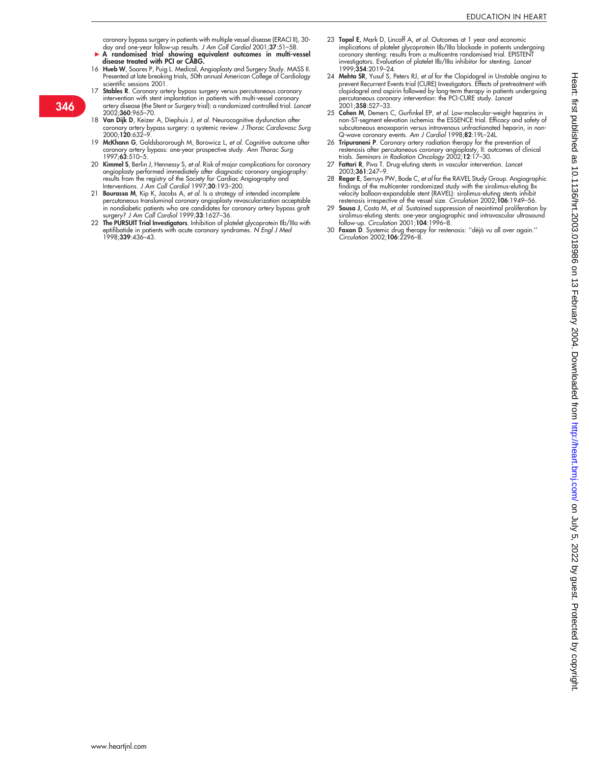coronary bypass surgery in patients with multiple vessel disease (ERACI II), 30-day and one-year follow-up results. *J Am Coll Cardiol* 2001;**37**:51–58.

- **A randomised trial showing equivalent outcomes in multi-vessel disease treated with PCI or CABG.**

16 **Hueb W**, Soares P, Puig L. Medical, Angioplasty and Surgery Study. MASS II. Presented at late breaking trials, 50th annual American College of Cardiology scientific sessions 2001.

17 **Stables R**. Coronary artery bypass surgery versus percutaneous coronary intervention with stent implantation in patients with multi-vessel coronary artery disease (the Stent or Surgery trial): a randomized controlled trial. *Lancet* 2002;**360**:965–70.

18 **Van Dijk D**, Keizer A, Diephuis J, *et al*. Neurocognitive dysfunction after coronary artery bypass surgery: a systemic review. *J Thorac Cardiovasc Surg* 2000;**120**:632–9.

19 **McKhann G**, Goldsbororough M, Borowicz L, *et al*. Cognitive outcome after coronary artery bypass: one-year prospective study. *Ann Thorac Surg* 1997;**63**:510–5.

20 **Kimmel S**, Berlin J, Hennessy S, *et al*. Risk of major complications for coronary angioplasty performed immediately after diagnostic coronary angiography: results from the registry of the Society for Cardiac Angiography and Interventions. *J Am Coll Cardiol* 1997;**30**:193–200.

21 **Bourassa M**, Kip K, Jacobs A, *et al*. Is a strategy of intended incomplete percutaneous transluminal coronary angioplasty revascularization acceptable in nondiabetic patients who are candidates for coronary artery bypass graft surgery? *J Am Coll Cardiol* 1999;**33**:1627–36.

22 **The PURSUIT Trial Investigators**. Inhibition of platelet glycoprotein IIb/IIIa with eptifibatide in patients with acute coronary syndromes. *N Engl J Med* 1998;**339**:436–43.

23 **Topol E**, Mark D, Lincoff A, *et al*. Outcomes at 1 year and economic implications of platelet glycoprotein IIb/IIIa blockade in patients undergoing coronary stenting: results from a multicentre randomised trial. EPISTENT investigators. Evaluation of platelet IIb/IIIa inhibitor for stenting. *Lancet* 1999;**354**:2019–24.

24 **Mehta SR**, Yusuf S, Peters RJ, *et al* for the Clopidogrel in Unstable angina to prevent Recurrent Events trial (CURE) Investigators. Effects of pretreatment with clopidogrel and aspirin followed by long-term therapy in patients undergoing percutaneous coronary intervention: the PCI-CURE study. *Lancet* 2001;**358**:527–33.

25 **Cohen M**, Demers C, Gurfinkel EP, *et al*. Low-molecular-weight heparins in non-ST-segment elevation ischemia: the ESSENCE trial. Efficacy and safety of subcutaneous enoxaparin versus intravenous unfractionated heparin, in non-Q-wave coronary events. *Am J Cardiol* 1998;**82**:19L–24L.

26 **Tripuraneni P**. Coronary artery radiation therapy for the prevention of restenosis after percutaneous coronary angioplasty, II: outcomes of clinical trials. *Seminars in Radiation Oncology* 2002;**12**:17–30.

27 **Fattori R**, Piva T. Drug-eluting stents in vascular intervention. *Lancet* 2003;**361**:247–9.

28 **Regar E**, Serruys PW, Bode C, *et al* for the RAVEL Study Group. Angiographic findings of the multicenter randomized study with the sirolimus-eluting Bx velocity balloon-expandable stent (RAVEL): sirolimus-eluting stents inhibit restenosis irrespective of the vessel size. *Circulation* 2002;**106**:1949–56.

29 **Sousa J**, Costa M, *et al*. Sustained suppression of neointimal proliferation by sirolimus-eluting stents: one-year angiographic and intravascular ultrasound follow-up. *Circulation* 2001;**104**:1996–8.

30 **Faxon D**. Systemic drug therapy for restenosis: ''déjà vu all over again.'' *Circulation* 2002;**106**:2296–8.